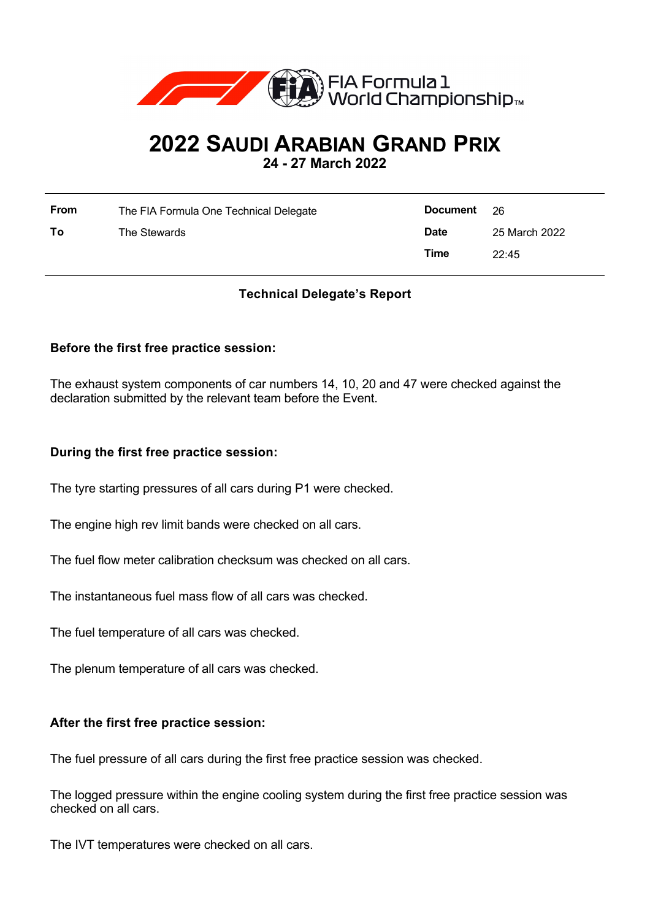FIA Formula 1 World Championship™

# 2022 Saudi Arabian Grand Prix

**24 - 27 March 2022**

| | | | |
|---|---|---|---|
| **From** | The FIA Formula One Technical Delegate | **Document** | 26 |
| **To** | The Stewards | **Date** | 25 March 2022 |
| | | **Time** | 22:45 |

## Technical Delegate's Report

### Before the first free practice session:

The exhaust system components of car numbers 14, 10, 20 and 47 were checked against the declaration submitted by the relevant team before the Event.

### During the first free practice session:

The tyre starting pressures of all cars during P1 were checked.

The engine high rev limit bands were checked on all cars.

The fuel flow meter calibration checksum was checked on all cars.

The instantaneous fuel mass flow of all cars was checked.

The fuel temperature of all cars was checked.

The plenum temperature of all cars was checked.

### After the first free practice session:

The fuel pressure of all cars during the first free practice session was checked.

The logged pressure within the engine cooling system during the first free practice session was checked on all cars.

The IVT temperatures were checked on all cars.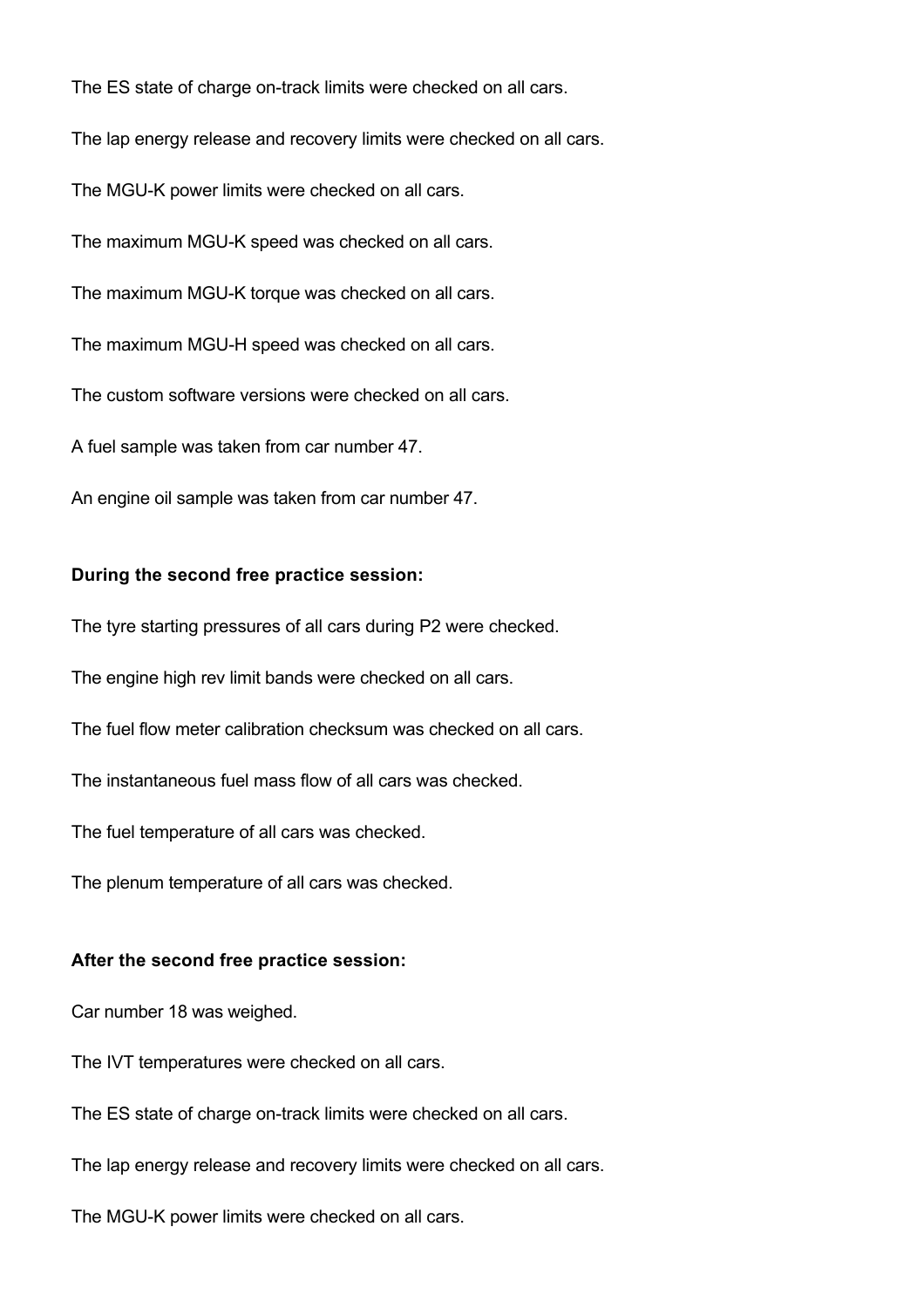The ES state of charge on-track limits were checked on all cars.

The lap energy release and recovery limits were checked on all cars.

The MGU-K power limits were checked on all cars.

The maximum MGU-K speed was checked on all cars.

The maximum MGU-K torque was checked on all cars.

The maximum MGU-H speed was checked on all cars.

The custom software versions were checked on all cars.

A fuel sample was taken from car number 47.

An engine oil sample was taken from car number 47.

**During the second free practice session:**

The tyre starting pressures of all cars during P2 were checked.

The engine high rev limit bands were checked on all cars.

The fuel flow meter calibration checksum was checked on all cars.

The instantaneous fuel mass flow of all cars was checked.

The fuel temperature of all cars was checked.

The plenum temperature of all cars was checked.

**After the second free practice session:**

Car number 18 was weighed.

The IVT temperatures were checked on all cars.

The ES state of charge on-track limits were checked on all cars.

The lap energy release and recovery limits were checked on all cars.

The MGU-K power limits were checked on all cars.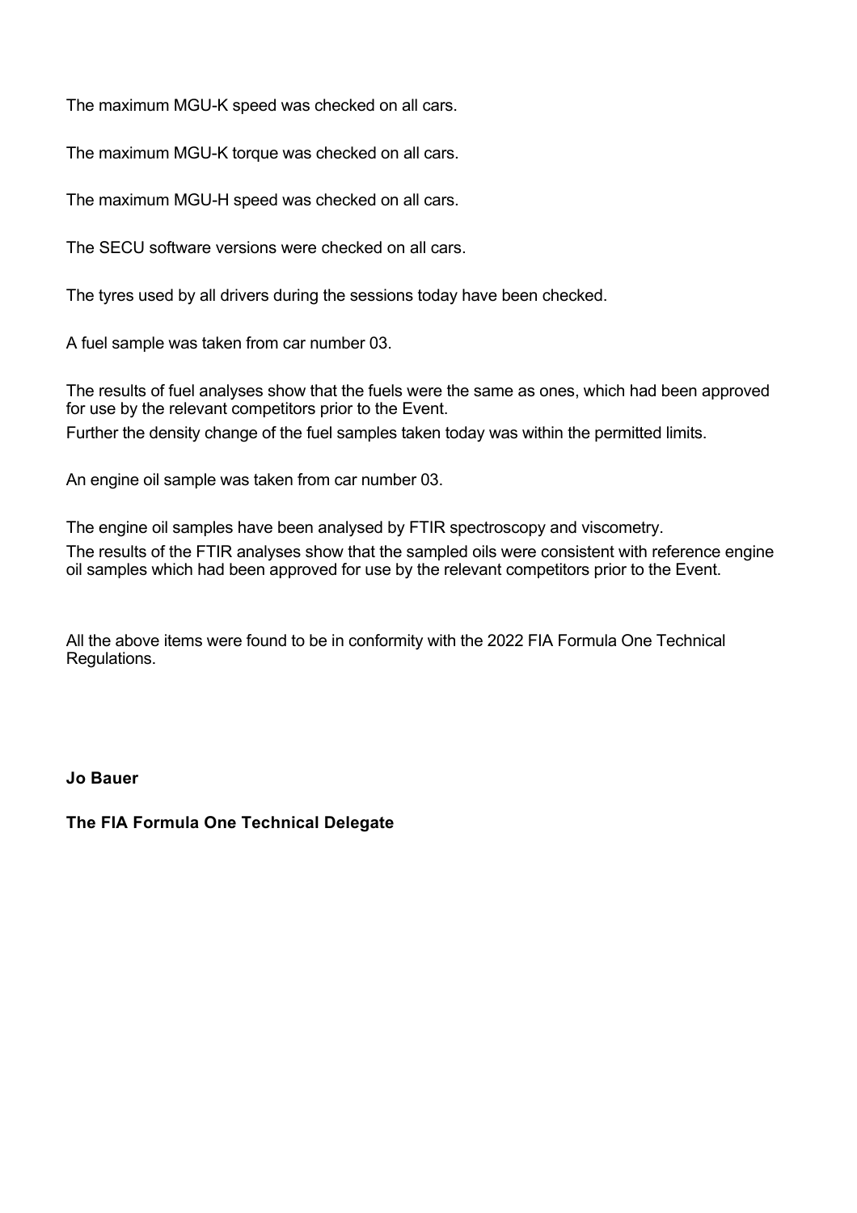The maximum MGU-K speed was checked on all cars.

The maximum MGU-K torque was checked on all cars.

The maximum MGU-H speed was checked on all cars.

The SECU software versions were checked on all cars.

The tyres used by all drivers during the sessions today have been checked.

A fuel sample was taken from car number 03.

The results of fuel analyses show that the fuels were the same as ones, which had been approved for use by the relevant competitors prior to the Event.

Further the density change of the fuel samples taken today was within the permitted limits.

An engine oil sample was taken from car number 03.

The engine oil samples have been analysed by FTIR spectroscopy and viscometry.

The results of the FTIR analyses show that the sampled oils were consistent with reference engine oil samples which had been approved for use by the relevant competitors prior to the Event.

All the above items were found to be in conformity with the 2022 FIA Formula One Technical Regulations.

**Jo Bauer**

**The FIA Formula One Technical Delegate**